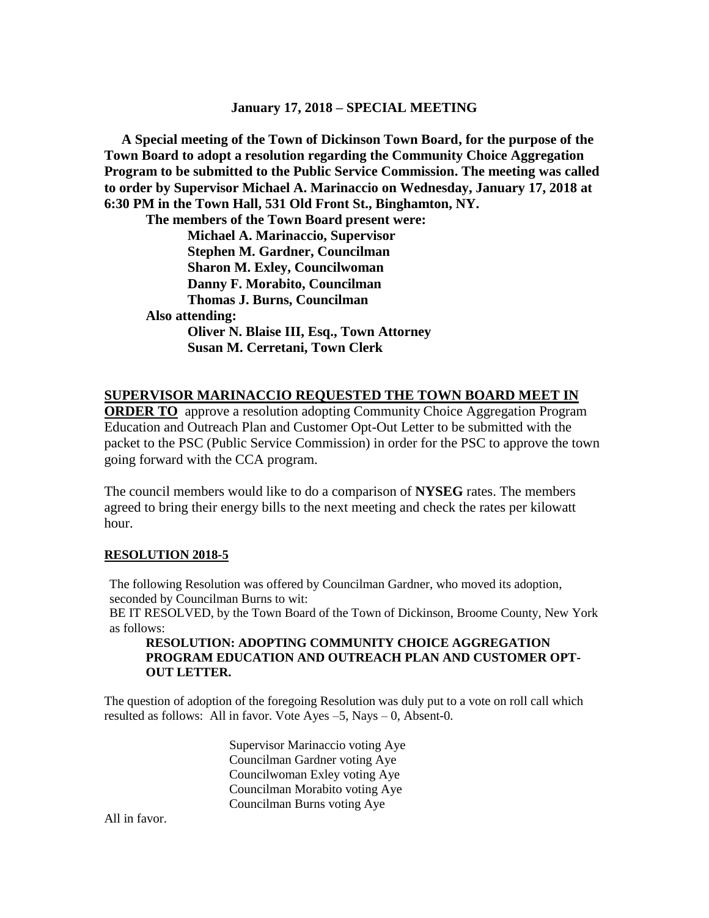**January 17, 2018 – SPECIAL MEETING**

**A Special meeting of the Town of Dickinson Town Board, for the purpose of the Town Board to adopt a resolution regarding the Community Choice Aggregation Program to be submitted to the Public Service Commission. The meeting was called to order by Supervisor Michael A. Marinaccio on Wednesday, January 17, 2018 at 6:30 PM in the Town Hall, 531 Old Front St., Binghamton, NY.**

**The members of the Town Board present were:**

**Michael A. Marinaccio, Supervisor**
**Stephen M. Gardner, Councilman**
**Sharon M. Exley, Councilwoman**
**Danny F. Morabito, Councilman**
**Thomas J. Burns, Councilman**

**Also attending:**

**Oliver N. Blaise III, Esq., Town Attorney**
**Susan M. Cerretani, Town Clerk**

**SUPERVISOR MARINACCIO REQUESTED THE TOWN BOARD MEET IN ORDER TO** approve a resolution adopting Community Choice Aggregation Program Education and Outreach Plan and Customer Opt-Out Letter to be submitted with the packet to the PSC (Public Service Commission) in order for the PSC to approve the town going forward with the CCA program.

The council members would like to do a comparison of **NYSEG** rates. The members agreed to bring their energy bills to the next meeting and check the rates per kilowatt hour.

**RESOLUTION 2018-5**

The following Resolution was offered by Councilman Gardner, who moved its adoption, seconded by Councilman Burns to wit:

BE IT RESOLVED, by the Town Board of the Town of Dickinson, Broome County, New York as follows:

**RESOLUTION: ADOPTING COMMUNITY CHOICE AGGREGATION PROGRAM EDUCATION AND OUTREACH PLAN AND CUSTOMER OPT-OUT LETTER.**

The question of adoption of the foregoing Resolution was duly put to a vote on roll call which resulted as follows: All in favor. Vote Ayes –5, Nays – 0, Absent-0.

Supervisor Marinaccio voting Aye
Councilman Gardner voting Aye
Councilwoman Exley voting Aye
Councilman Morabito voting Aye
Councilman Burns voting Aye

All in favor.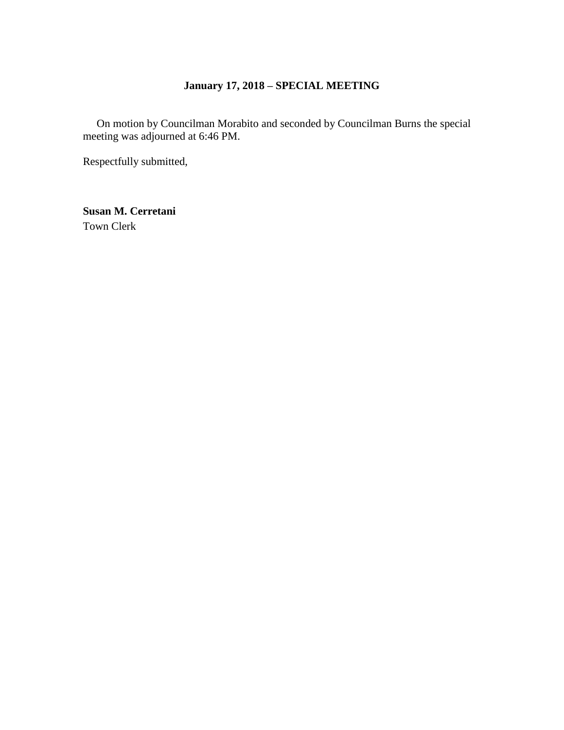**January 17, 2018 – SPECIAL MEETING**

On motion by Councilman Morabito and seconded by Councilman Burns the special meeting was adjourned at 6:46 PM.

Respectfully submitted,

**Susan M. Cerretani**
Town Clerk